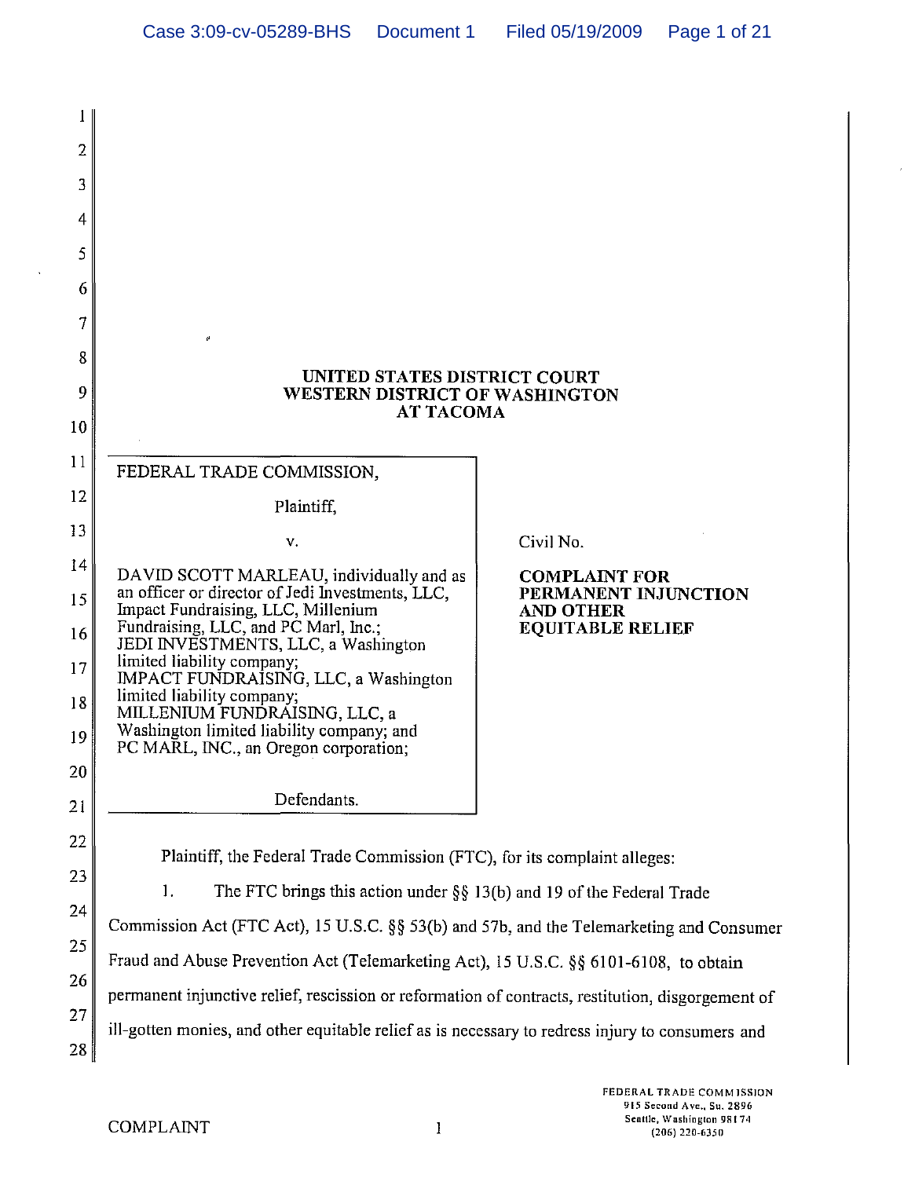UNITED STATES DISTRICT COURT
WESTERN DISTRICT OF WASHINGTON
AT TACOMA

| | |
|---|---|
| FEDERAL TRADE COMMISSION,<br><br>Plaintiff,<br><br>v.<br><br>DAVID SCOTT MARLEAU, individually and as an officer or director of Jedi Investments, LLC, Impact Fundraising, LLC, Millenium Fundraising, LLC, and PC Marl, Inc.;<br>JEDI INVESTMENTS, LLC, a Washington limited liability company;<br>IMPACT FUNDRAISING, LLC, a Washington limited liability company;<br>MILLENIUM FUNDRAISING, LLC, a Washington limited liability company; and<br>PC MARL, INC., an Oregon corporation;<br><br>Defendants. | Civil No.<br><br>**COMPLAINT FOR PERMANENT INJUNCTION AND OTHER EQUITABLE RELIEF** |

Plaintiff, the Federal Trade Commission (FTC), for its complaint alleges:

1. The FTC brings this action under §§ 13(b) and 19 of the Federal Trade Commission Act (FTC Act), 15 U.S.C. §§ 53(b) and 57b, and the Telemarketing and Consumer Fraud and Abuse Prevention Act (Telemarketing Act), 15 U.S.C. §§ 6101-6108, to obtain permanent injunctive relief, rescission or reformation of contracts, restitution, disgorgement of ill-gotten monies, and other equitable relief as is necessary to redress injury to consumers and

COMPLAINT

FEDERAL TRADE COMMISSION
915 Second Ave., Su. 2896
Seattle, Washington 98174
(206) 220-6350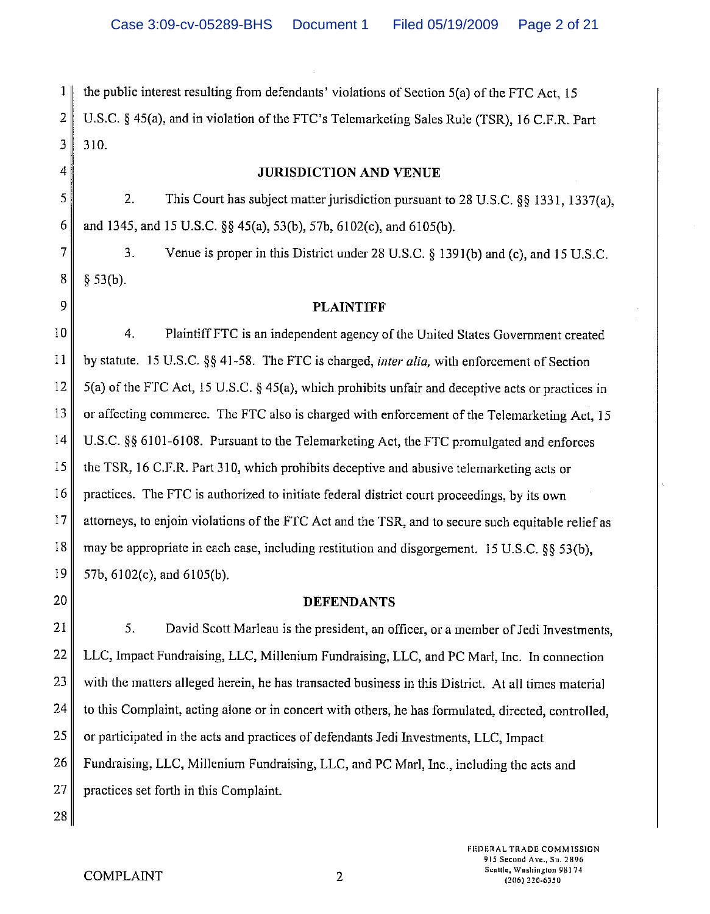the public interest resulting from defendants' violations of Section 5(a) of the FTC Act, 15 U.S.C. § 45(a), and in violation of the FTC's Telemarketing Sales Rule (TSR), 16 C.F.R. Part 310.

## JURISDICTION AND VENUE

2. This Court has subject matter jurisdiction pursuant to 28 U.S.C. §§ 1331, 1337(a), and 1345, and 15 U.S.C. §§ 45(a), 53(b), 57b, 6102(c), and 6105(b).

3. Venue is proper in this District under 28 U.S.C. § 1391(b) and (c), and 15 U.S.C. § 53(b).

## PLAINTIFF

4. Plaintiff FTC is an independent agency of the United States Government created by statute. 15 U.S.C. §§ 41-58. The FTC is charged, *inter alia,* with enforcement of Section 5(a) of the FTC Act, 15 U.S.C. § 45(a), which prohibits unfair and deceptive acts or practices in or affecting commerce. The FTC also is charged with enforcement of the Telemarketing Act, 15 U.S.C. §§ 6101-6108. Pursuant to the Telemarketing Act, the FTC promulgated and enforces the TSR, 16 C.F.R. Part 310, which prohibits deceptive and abusive telemarketing acts or practices. The FTC is authorized to initiate federal district court proceedings, by its own attorneys, to enjoin violations of the FTC Act and the TSR, and to secure such equitable relief as may be appropriate in each case, including restitution and disgorgement. 15 U.S.C. §§ 53(b), 57b, 6102(c), and 6105(b).

## DEFENDANTS

5. David Scott Marleau is the president, an officer, or a member of Jedi Investments, LLC, Impact Fundraising, LLC, Millenium Fundraising, LLC, and PC Marl, Inc. In connection with the matters alleged herein, he has transacted business in this District. At all times material to this Complaint, acting alone or in concert with others, he has formulated, directed, controlled, or participated in the acts and practices of defendants Jedi Investments, LLC, Impact Fundraising, LLC, Millenium Fundraising, LLC, and PC Marl, Inc., including the acts and practices set forth in this Complaint.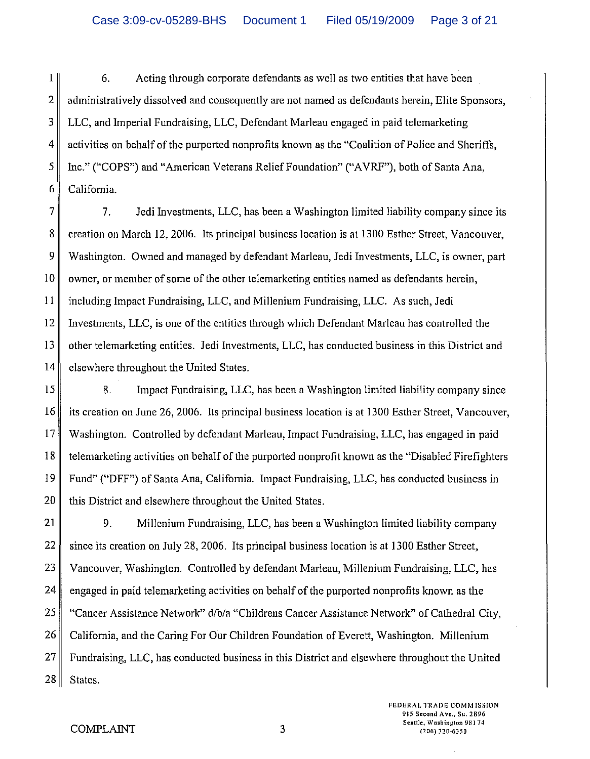6. Acting through corporate defendants as well as two entities that have been administratively dissolved and consequently are not named as defendants herein, Elite Sponsors, LLC, and Imperial Fundraising, LLC, Defendant Marleau engaged in paid telemarketing activities on behalf of the purported nonprofits known as the "Coalition of Police and Sheriffs, Inc." ("COPS") and "American Veterans Relief Foundation" ("AVRF"), both of Santa Ana, California.

7. Jedi Investments, LLC, has been a Washington limited liability company since its creation on March 12, 2006. Its principal business location is at 1300 Esther Street, Vancouver, Washington. Owned and managed by defendant Marleau, Jedi Investments, LLC, is owner, part owner, or member of some of the other telemarketing entities named as defendants herein, including Impact Fundraising, LLC, and Millenium Fundraising, LLC. As such, Jedi Investments, LLC, is one of the entities through which Defendant Marleau has controlled the other telemarketing entities. Jedi Investments, LLC, has conducted business in this District and elsewhere throughout the United States.

8. Impact Fundraising, LLC, has been a Washington limited liability company since its creation on June 26, 2006. Its principal business location is at 1300 Esther Street, Vancouver, Washington. Controlled by defendant Marleau, Impact Fundraising, LLC, has engaged in paid telemarketing activities on behalf of the purported nonprofit known as the "Disabled Firefighters Fund" ("DFF") of Santa Ana, California. Impact Fundraising, LLC, has conducted business in this District and elsewhere throughout the United States.

9. Millenium Fundraising, LLC, has been a Washington limited liability company since its creation on July 28, 2006. Its principal business location is at 1300 Esther Street, Vancouver, Washington. Controlled by defendant Marleau, Millenium Fundraising, LLC, has engaged in paid telemarketing activities on behalf of the purported nonprofits known as the "Cancer Assistance Network" d/b/a "Childrens Cancer Assistance Network" of Cathedral City, California, and the Caring For Our Children Foundation of Everett, Washington. Millenium Fundraising, LLC, has conducted business in this District and elsewhere throughout the United States.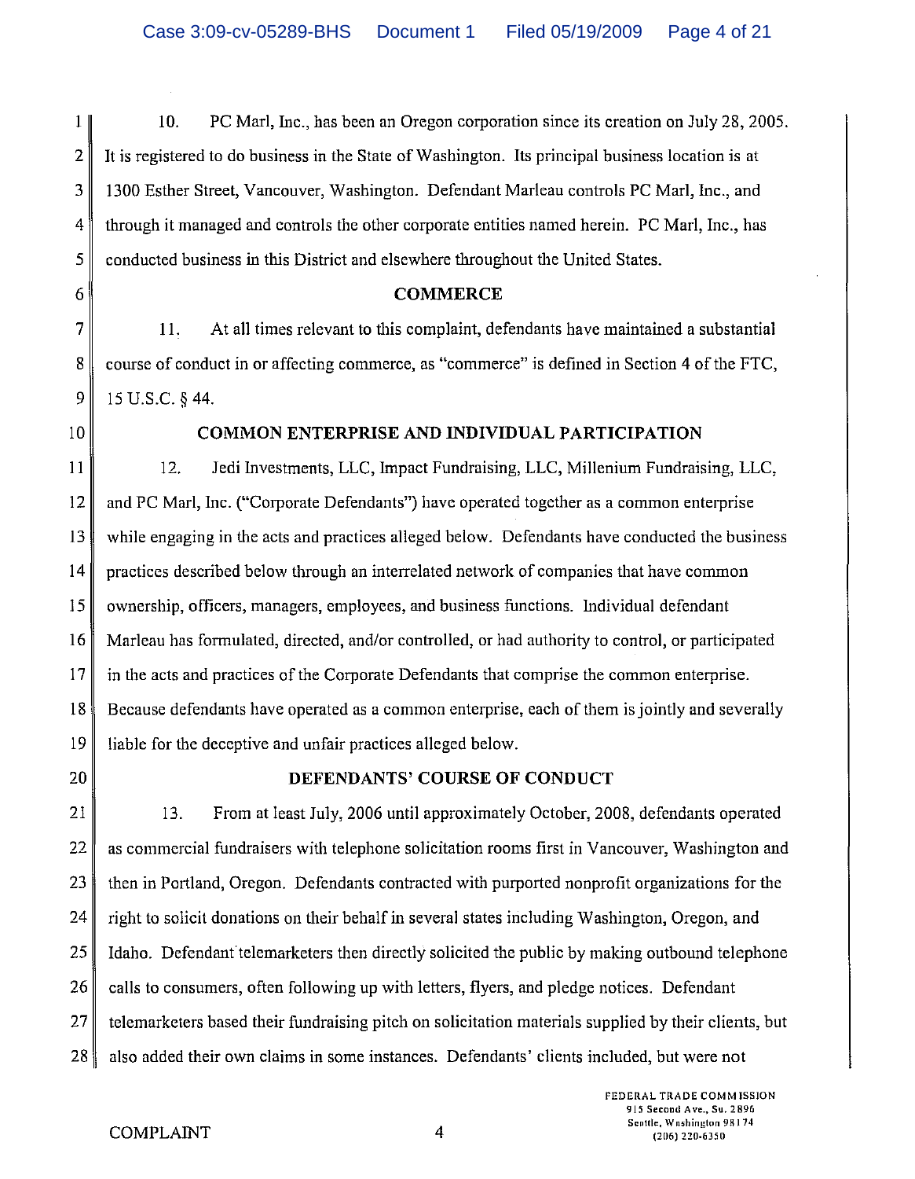10. PC Marl, Inc., has been an Oregon corporation since its creation on July 28, 2005. It is registered to do business in the State of Washington. Its principal business location is at 1300 Esther Street, Vancouver, Washington. Defendant Marleau controls PC Marl, Inc., and through it managed and controls the other corporate entities named herein. PC Marl, Inc., has conducted business in this District and elsewhere throughout the United States.

## COMMERCE

11. At all times relevant to this complaint, defendants have maintained a substantial course of conduct in or affecting commerce, as "commerce" is defined in Section 4 of the FTC, 15 U.S.C. § 44.

## COMMON ENTERPRISE AND INDIVIDUAL PARTICIPATION

12. Jedi Investments, LLC, Impact Fundraising, LLC, Millenium Fundraising, LLC, and PC Marl, Inc. ("Corporate Defendants") have operated together as a common enterprise while engaging in the acts and practices alleged below. Defendants have conducted the business practices described below through an interrelated network of companies that have common ownership, officers, managers, employees, and business functions. Individual defendant Marleau has formulated, directed, and/or controlled, or had authority to control, or participated in the acts and practices of the Corporate Defendants that comprise the common enterprise. Because defendants have operated as a common enterprise, each of them is jointly and severally liable for the deceptive and unfair practices alleged below.

## DEFENDANTS' COURSE OF CONDUCT

13. From at least July, 2006 until approximately October, 2008, defendants operated as commercial fundraisers with telephone solicitation rooms first in Vancouver, Washington and then in Portland, Oregon. Defendants contracted with purported nonprofit organizations for the right to solicit donations on their behalf in several states including Washington, Oregon, and Idaho. Defendant telemarketers then directly solicited the public by making outbound telephone calls to consumers, often following up with letters, flyers, and pledge notices. Defendant telemarketers based their fundraising pitch on solicitation materials supplied by their clients, but also added their own claims in some instances. Defendants' clients included, but were not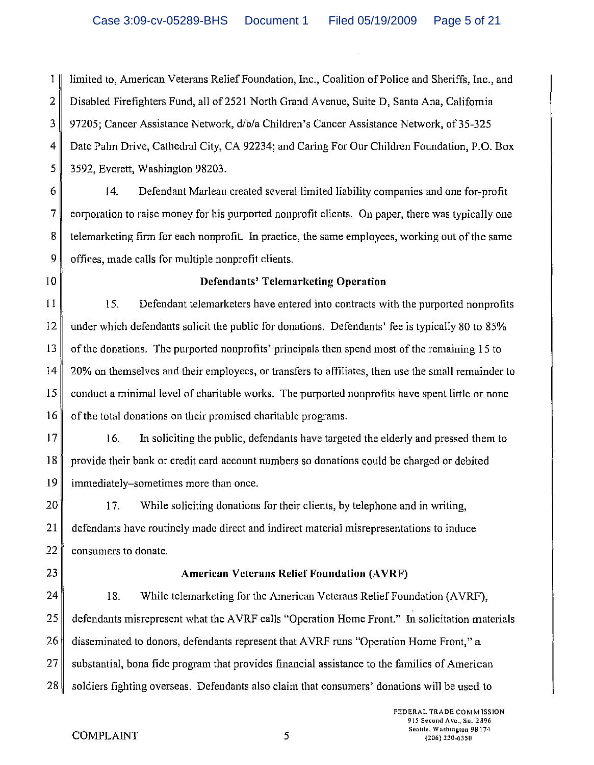limited to, American Veterans Relief Foundation, Inc., Coalition of Police and Sheriffs, Inc., and Disabled Firefighters Fund, all of 2521 North Grand Avenue, Suite D, Santa Ana, California 97205; Cancer Assistance Network, d/b/a Children's Cancer Assistance Network, of 35-325 Date Palm Drive, Cathedral City, CA 92234; and Caring For Our Children Foundation, P.O. Box 3592, Everett, Washington 98203.

14. Defendant Marleau created several limited liability companies and one for-profit corporation to raise money for his purported nonprofit clients. On paper, there was typically one telemarketing firm for each nonprofit. In practice, the same employees, working out of the same offices, made calls for multiple nonprofit clients.

**Defendants' Telemarketing Operation**

15. Defendant telemarketers have entered into contracts with the purported nonprofits under which defendants solicit the public for donations. Defendants' fee is typically 80 to 85% of the donations. The purported nonprofits' principals then spend most of the remaining 15 to 20% on themselves and their employees, or transfers to affiliates, then use the small remainder to conduct a minimal level of charitable works. The purported nonprofits have spent little or none of the total donations on their promised charitable programs.

16. In soliciting the public, defendants have targeted the elderly and pressed them to provide their bank or credit card account numbers so donations could be charged or debited immediately–sometimes more than once.

17. While soliciting donations for their clients, by telephone and in writing, defendants have routinely made direct and indirect material misrepresentations to induce consumers to donate.

**American Veterans Relief Foundation (AVRF)**

18. While telemarketing for the American Veterans Relief Foundation (AVRF), defendants misrepresent what the AVRF calls "Operation Home Front." In solicitation materials disseminated to donors, defendants represent that AVRF runs "Operation Home Front," a substantial, bona fide program that provides financial assistance to the families of American soldiers fighting overseas. Defendants also claim that consumers' donations will be used to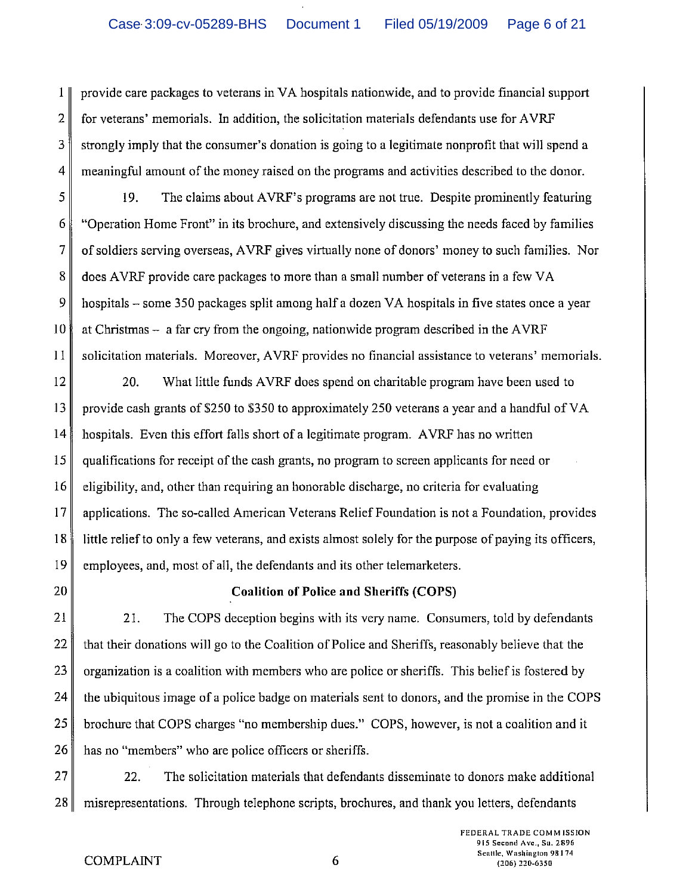provide care packages to veterans in VA hospitals nationwide, and to provide financial support for veterans' memorials. In addition, the solicitation materials defendants use for AVRF strongly imply that the consumer's donation is going to a legitimate nonprofit that will spend a meaningful amount of the money raised on the programs and activities described to the donor.

19. The claims about AVRF's programs are not true. Despite prominently featuring "Operation Home Front" in its brochure, and extensively discussing the needs faced by families of soldiers serving overseas, AVRF gives virtually none of donors' money to such families. Nor does AVRF provide care packages to more than a small number of veterans in a few VA hospitals – some 350 packages split among half a dozen VA hospitals in five states once a year at Christmas – a far cry from the ongoing, nationwide program described in the AVRF solicitation materials. Moreover, AVRF provides no financial assistance to veterans' memorials.

20. What little funds AVRF does spend on charitable program have been used to provide cash grants of $250 to $350 to approximately 250 veterans a year and a handful of VA hospitals. Even this effort falls short of a legitimate program. AVRF has no written qualifications for receipt of the cash grants, no program to screen applicants for need or eligibility, and, other than requiring an honorable discharge, no criteria for evaluating applications. The so-called American Veterans Relief Foundation is not a Foundation, provides little relief to only a few veterans, and exists almost solely for the purpose of paying its officers, employees, and, most of all, the defendants and its other telemarketers.

**Coalition of Police and Sheriffs (COPS)**

21. The COPS deception begins with its very name. Consumers, told by defendants that their donations will go to the Coalition of Police and Sheriffs, reasonably believe that the organization is a coalition with members who are police or sheriffs. This belief is fostered by the ubiquitous image of a police badge on materials sent to donors, and the promise in the COPS brochure that COPS charges "no membership dues." COPS, however, is not a coalition and it has no "members" who are police officers or sheriffs.

22. The solicitation materials that defendants disseminate to donors make additional misrepresentations. Through telephone scripts, brochures, and thank you letters, defendants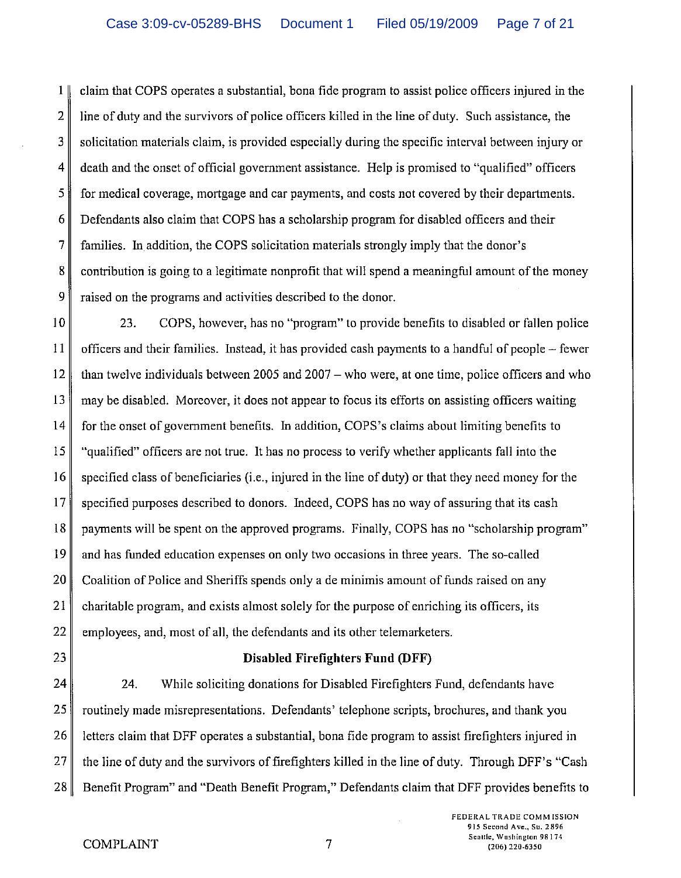claim that COPS operates a substantial, bona fide program to assist police officers injured in the line of duty and the survivors of police officers killed in the line of duty. Such assistance, the solicitation materials claim, is provided especially during the specific interval between injury or death and the onset of official government assistance. Help is promised to "qualified" officers for medical coverage, mortgage and car payments, and costs not covered by their departments. Defendants also claim that COPS has a scholarship program for disabled officers and their families. In addition, the COPS solicitation materials strongly imply that the donor's contribution is going to a legitimate nonprofit that will spend a meaningful amount of the money raised on the programs and activities described to the donor.

23. COPS, however, has no "program" to provide benefits to disabled or fallen police officers and their families. Instead, it has provided cash payments to a handful of people – fewer than twelve individuals between 2005 and 2007 – who were, at one time, police officers and who may be disabled. Moreover, it does not appear to focus its efforts on assisting officers waiting for the onset of government benefits. In addition, COPS's claims about limiting benefits to "qualified" officers are not true. It has no process to verify whether applicants fall into the specified class of beneficiaries (i.e., injured in the line of duty) or that they need money for the specified purposes described to donors. Indeed, COPS has no way of assuring that its cash payments will be spent on the approved programs. Finally, COPS has no "scholarship program" and has funded education expenses on only two occasions in three years. The so-called Coalition of Police and Sheriffs spends only a de minimis amount of funds raised on any charitable program, and exists almost solely for the purpose of enriching its officers, its employees, and, most of all, the defendants and its other telemarketers.

## Disabled Firefighters Fund (DFF)

24. While soliciting donations for Disabled Firefighters Fund, defendants have routinely made misrepresentations. Defendants' telephone scripts, brochures, and thank you letters claim that DFF operates a substantial, bona fide program to assist firefighters injured in the line of duty and the survivors of firefighters killed in the line of duty. Through DFF's "Cash Benefit Program" and "Death Benefit Program," Defendants claim that DFF provides benefits to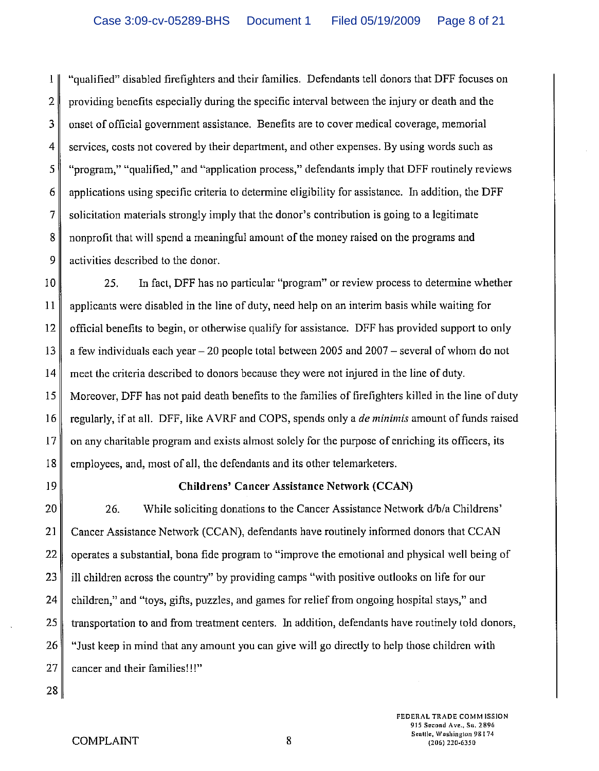"qualified" disabled firefighters and their families. Defendants tell donors that DFF focuses on providing benefits especially during the specific interval between the injury or death and the onset of official government assistance. Benefits are to cover medical coverage, memorial services, costs not covered by their department, and other expenses. By using words such as "program," "qualified," and "application process," defendants imply that DFF routinely reviews applications using specific criteria to determine eligibility for assistance. In addition, the DFF solicitation materials strongly imply that the donor's contribution is going to a legitimate nonprofit that will spend a meaningful amount of the money raised on the programs and activities described to the donor.

25. In fact, DFF has no particular "program" or review process to determine whether applicants were disabled in the line of duty, need help on an interim basis while waiting for official benefits to begin, or otherwise qualify for assistance. DFF has provided support to only a few individuals each year – 20 people total between 2005 and 2007 – several of whom do not meet the criteria described to donors because they were not injured in the line of duty. Moreover, DFF has not paid death benefits to the families of firefighters killed in the line of duty regularly, if at all. DFF, like AVRF and COPS, spends only a *de minimis* amount of funds raised on any charitable program and exists almost solely for the purpose of enriching its officers, its employees, and, most of all, the defendants and its other telemarketers.

**Childrens' Cancer Assistance Network (CCAN)**

26. While soliciting donations to the Cancer Assistance Network d/b/a Childrens' Cancer Assistance Network (CCAN), defendants have routinely informed donors that CCAN operates a substantial, bona fide program to "improve the emotional and physical well being of ill children across the country" by providing camps "with positive outlooks on life for our children," and "toys, gifts, puzzles, and games for relief from ongoing hospital stays," and transportation to and from treatment centers. In addition, defendants have routinely told donors, "Just keep in mind that any amount you can give will go directly to help those children with cancer and their families!!!"

COMPLAINT

FEDERAL TRADE COMMISSION
915 Second Ave., Su. 2896
Seattle, Washington 98174
(206) 220-6350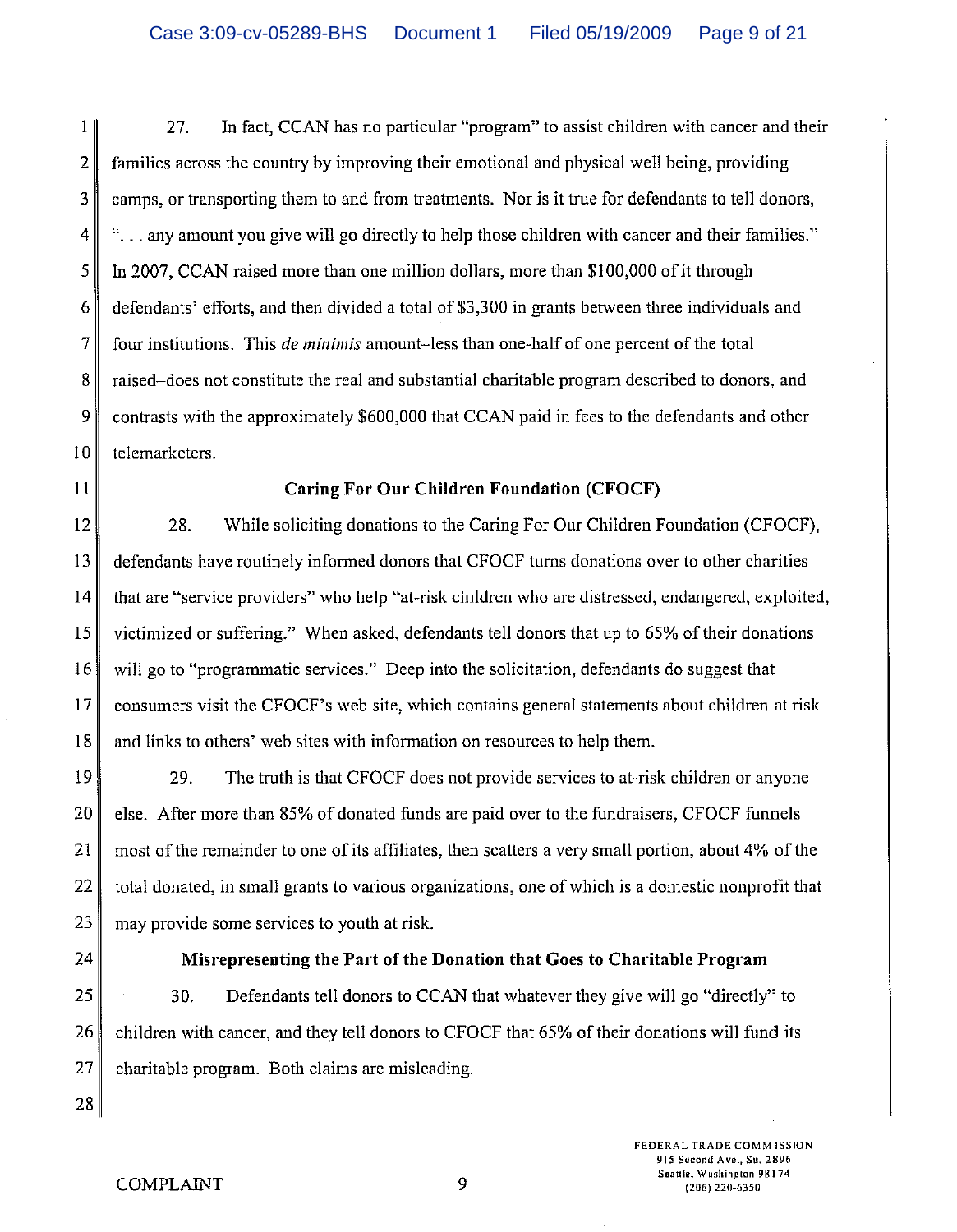27. In fact, CCAN has no particular "program" to assist children with cancer and their families across the country by improving their emotional and physical well being, providing camps, or transporting them to and from treatments. Nor is it true for defendants to tell donors, ". . . any amount you give will go directly to help those children with cancer and their families." In 2007, CCAN raised more than one million dollars, more than $100,000 of it through defendants' efforts, and then divided a total of $3,300 in grants between three individuals and four institutions. This *de minimis* amount–less than one-half of one percent of the total raised–does not constitute the real and substantial charitable program described to donors, and contrasts with the approximately $600,000 that CCAN paid in fees to the defendants and other telemarketers.

### Caring For Our Children Foundation (CFOCF)

28. While soliciting donations to the Caring For Our Children Foundation (CFOCF), defendants have routinely informed donors that CFOCF turns donations over to other charities that are "service providers" who help "at-risk children who are distressed, endangered, exploited, victimized or suffering." When asked, defendants tell donors that up to 65% of their donations will go to "programmatic services." Deep into the solicitation, defendants do suggest that consumers visit the CFOCF's web site, which contains general statements about children at risk and links to others' web sites with information on resources to help them.

29. The truth is that CFOCF does not provide services to at-risk children or anyone else. After more than 85% of donated funds are paid over to the fundraisers, CFOCF funnels most of the remainder to one of its affiliates, then scatters a very small portion, about 4% of the total donated, in small grants to various organizations, one of which is a domestic nonprofit that may provide some services to youth at risk.

### Misrepresenting the Part of the Donation that Goes to Charitable Program

30. Defendants tell donors to CCAN that whatever they give will go "directly" to children with cancer, and they tell donors to CFOCF that 65% of their donations will fund its charitable program. Both claims are misleading.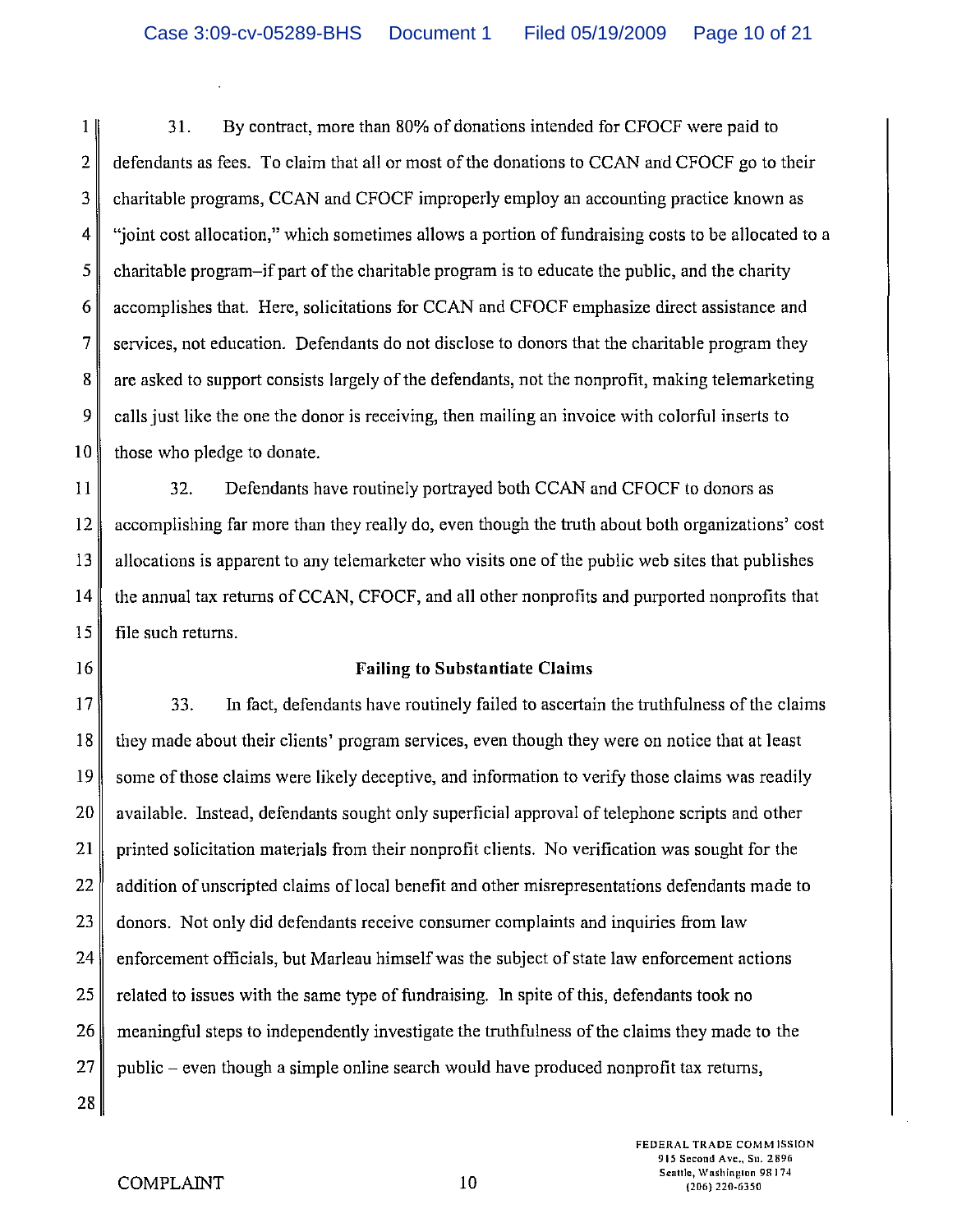31. By contract, more than 80% of donations intended for CFOCF were paid to defendants as fees. To claim that all or most of the donations to CCAN and CFOCF go to their charitable programs, CCAN and CFOCF improperly employ an accounting practice known as "joint cost allocation," which sometimes allows a portion of fundraising costs to be allocated to a charitable program–if part of the charitable program is to educate the public, and the charity accomplishes that. Here, solicitations for CCAN and CFOCF emphasize direct assistance and services, not education. Defendants do not disclose to donors that the charitable program they are asked to support consists largely of the defendants, not the nonprofit, making telemarketing calls just like the one the donor is receiving, then mailing an invoice with colorful inserts to those who pledge to donate.

32. Defendants have routinely portrayed both CCAN and CFOCF to donors as accomplishing far more than they really do, even though the truth about both organizations' cost allocations is apparent to any telemarketer who visits one of the public web sites that publishes the annual tax returns of CCAN, CFOCF, and all other nonprofits and purported nonprofits that file such returns.

**Failing to Substantiate Claims**

33. In fact, defendants have routinely failed to ascertain the truthfulness of the claims they made about their clients' program services, even though they were on notice that at least some of those claims were likely deceptive, and information to verify those claims was readily available. Instead, defendants sought only superficial approval of telephone scripts and other printed solicitation materials from their nonprofit clients. No verification was sought for the addition of unscripted claims of local benefit and other misrepresentations defendants made to donors. Not only did defendants receive consumer complaints and inquiries from law enforcement officials, but Marleau himself was the subject of state law enforcement actions related to issues with the same type of fundraising. In spite of this, defendants took no meaningful steps to independently investigate the truthfulness of the claims they made to the public – even though a simple online search would have produced nonprofit tax returns,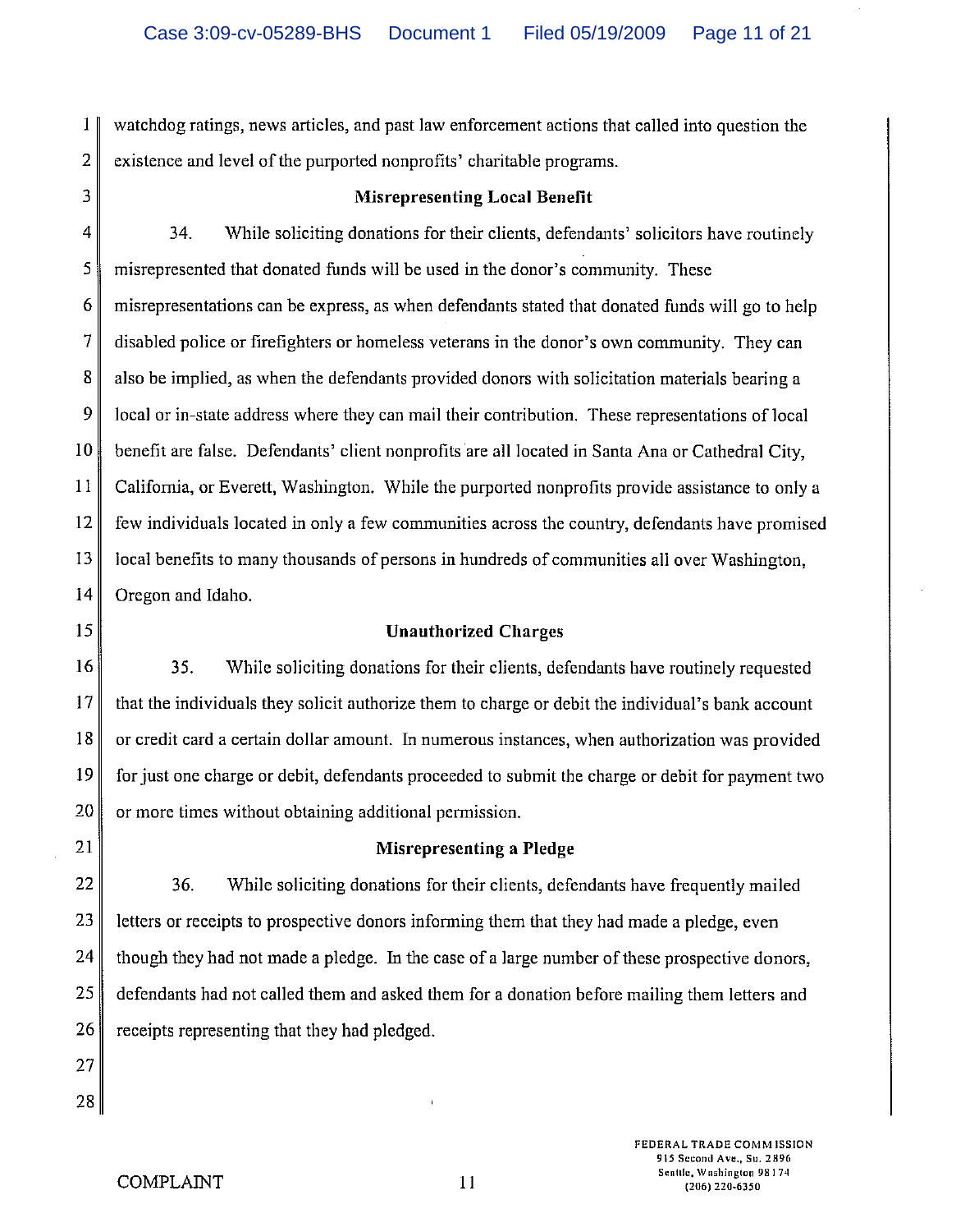watchdog ratings, news articles, and past law enforcement actions that called into question the existence and level of the purported nonprofits' charitable programs.

### Misrepresenting Local Benefit

34. While soliciting donations for their clients, defendants' solicitors have routinely misrepresented that donated funds will be used in the donor's community. These misrepresentations can be express, as when defendants stated that donated funds will go to help disabled police or firefighters or homeless veterans in the donor's own community. They can also be implied, as when the defendants provided donors with solicitation materials bearing a local or in-state address where they can mail their contribution. These representations of local benefit are false. Defendants' client nonprofits are all located in Santa Ana or Cathedral City, California, or Everett, Washington. While the purported nonprofits provide assistance to only a few individuals located in only a few communities across the country, defendants have promised local benefits to many thousands of persons in hundreds of communities all over Washington, Oregon and Idaho.

### Unauthorized Charges

35. While soliciting donations for their clients, defendants have routinely requested that the individuals they solicit authorize them to charge or debit the individual's bank account or credit card a certain dollar amount. In numerous instances, when authorization was provided for just one charge or debit, defendants proceeded to submit the charge or debit for payment two or more times without obtaining additional permission.

### Misrepresenting a Pledge

36. While soliciting donations for their clients, defendants have frequently mailed letters or receipts to prospective donors informing them that they had made a pledge, even though they had not made a pledge. In the case of a large number of these prospective donors, defendants had not called them and asked them for a donation before mailing them letters and receipts representing that they had pledged.

COMPLAINT

FEDERAL TRADE COMMISSION
915 Second Ave., Su. 2896
Seattle, Washington 98174
(206) 220-6350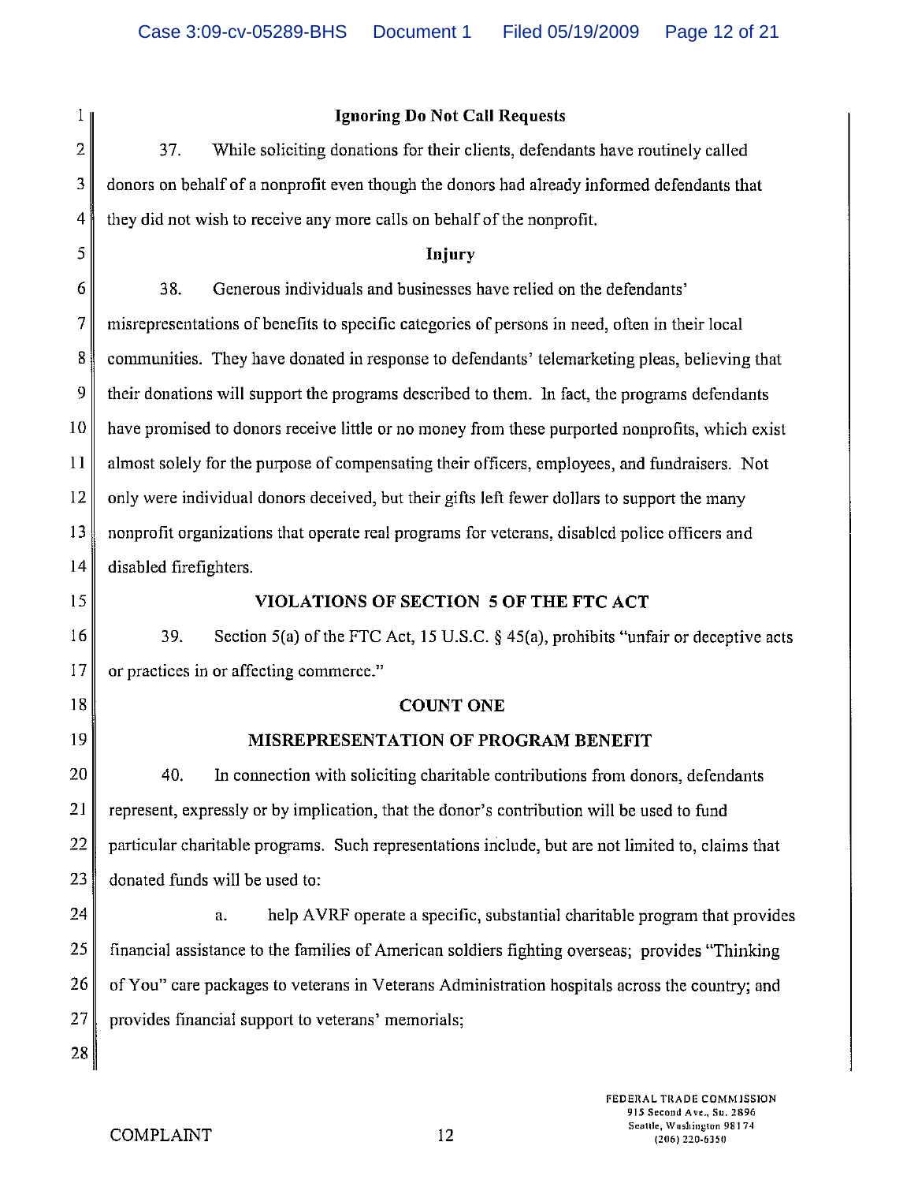## Ignoring Do Not Call Requests

37. While soliciting donations for their clients, defendants have routinely called donors on behalf of a nonprofit even though the donors had already informed defendants that they did not wish to receive any more calls on behalf of the nonprofit.

## Injury

38. Generous individuals and businesses have relied on the defendants' misrepresentations of benefits to specific categories of persons in need, often in their local communities. They have donated in response to defendants' telemarketing pleas, believing that their donations will support the programs described to them. In fact, the programs defendants have promised to donors receive little or no money from these purported nonprofits, which exist almost solely for the purpose of compensating their officers, employees, and fundraisers. Not only were individual donors deceived, but their gifts left fewer dollars to support the many nonprofit organizations that operate real programs for veterans, disabled police officers and disabled firefighters.

## VIOLATIONS OF SECTION 5 OF THE FTC ACT

39. Section 5(a) of the FTC Act, 15 U.S.C. § 45(a), prohibits "unfair or deceptive acts or practices in or affecting commerce."

## COUNT ONE

## MISREPRESENTATION OF PROGRAM BENEFIT

40. In connection with soliciting charitable contributions from donors, defendants represent, expressly or by implication, that the donor's contribution will be used to fund particular charitable programs. Such representations include, but are not limited to, claims that donated funds will be used to:

a. help AVRF operate a specific, substantial charitable program that provides financial assistance to the families of American soldiers fighting overseas; provides "Thinking of You" care packages to veterans in Veterans Administration hospitals across the country; and provides financial support to veterans' memorials;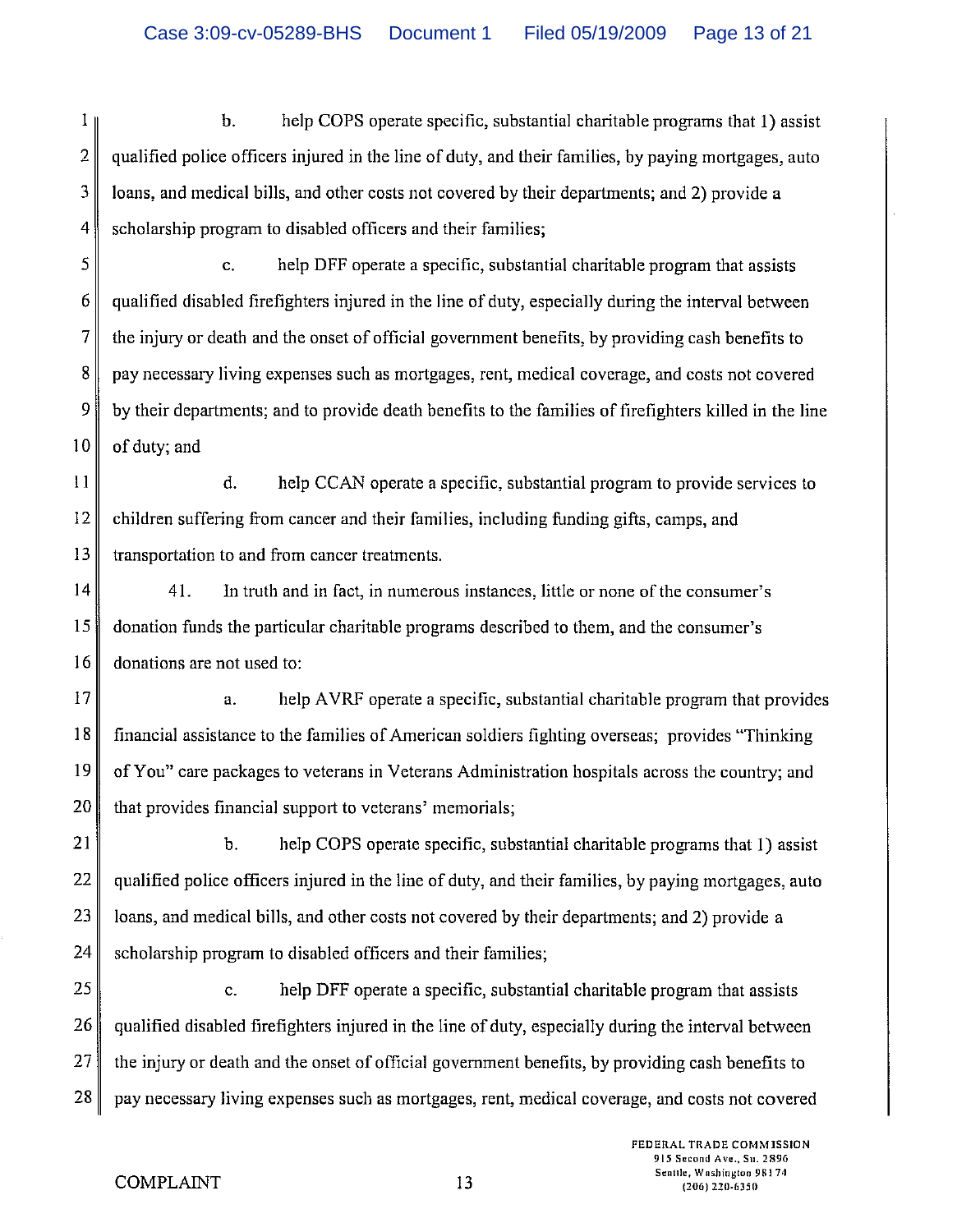b. help COPS operate specific, substantial charitable programs that 1) assist qualified police officers injured in the line of duty, and their families, by paying mortgages, auto loans, and medical bills, and other costs not covered by their departments; and 2) provide a scholarship program to disabled officers and their families;

c. help DFF operate a specific, substantial charitable program that assists qualified disabled firefighters injured in the line of duty, especially during the interval between the injury or death and the onset of official government benefits, by providing cash benefits to pay necessary living expenses such as mortgages, rent, medical coverage, and costs not covered by their departments; and to provide death benefits to the families of firefighters killed in the line of duty; and

d. help CCAN operate a specific, substantial program to provide services to children suffering from cancer and their families, including funding gifts, camps, and transportation to and from cancer treatments.

41. In truth and in fact, in numerous instances, little or none of the consumer's donation funds the particular charitable programs described to them, and the consumer's donations are not used to:

a. help AVRF operate a specific, substantial charitable program that provides financial assistance to the families of American soldiers fighting overseas; provides "Thinking of You" care packages to veterans in Veterans Administration hospitals across the country; and that provides financial support to veterans' memorials;

b. help COPS operate specific, substantial charitable programs that 1) assist qualified police officers injured in the line of duty, and their families, by paying mortgages, auto loans, and medical bills, and other costs not covered by their departments; and 2) provide a scholarship program to disabled officers and their families;

c. help DFF operate a specific, substantial charitable program that assists qualified disabled firefighters injured in the line of duty, especially during the interval between the injury or death and the onset of official government benefits, by providing cash benefits to pay necessary living expenses such as mortgages, rent, medical coverage, and costs not covered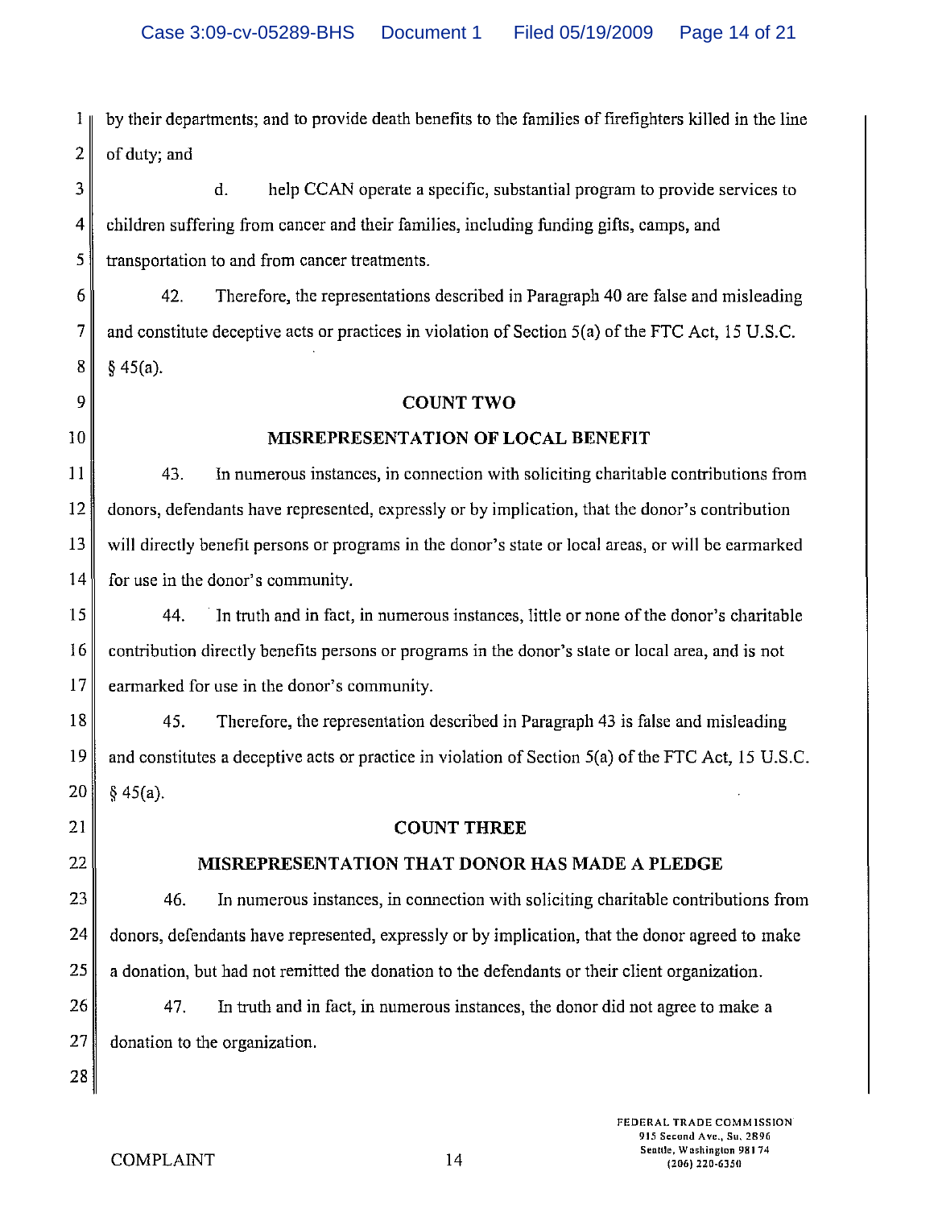by their departments; and to provide death benefits to the families of firefighters killed in the line of duty; and

d. help CCAN operate a specific, substantial program to provide services to children suffering from cancer and their families, including funding gifts, camps, and transportation to and from cancer treatments.

42. Therefore, the representations described in Paragraph 40 are false and misleading and constitute deceptive acts or practices in violation of Section 5(a) of the FTC Act, 15 U.S.C. § 45(a).

**COUNT TWO**

**MISREPRESENTATION OF LOCAL BENEFIT**

43. In numerous instances, in connection with soliciting charitable contributions from donors, defendants have represented, expressly or by implication, that the donor's contribution will directly benefit persons or programs in the donor's state or local areas, or will be earmarked for use in the donor's community.

44. In truth and in fact, in numerous instances, little or none of the donor's charitable contribution directly benefits persons or programs in the donor's state or local area, and is not earmarked for use in the donor's community.

45. Therefore, the representation described in Paragraph 43 is false and misleading and constitutes a deceptive acts or practice in violation of Section 5(a) of the FTC Act, 15 U.S.C. § 45(a).

**COUNT THREE**

**MISREPRESENTATION THAT DONOR HAS MADE A PLEDGE**

46. In numerous instances, in connection with soliciting charitable contributions from donors, defendants have represented, expressly or by implication, that the donor agreed to make a donation, but had not remitted the donation to the defendants or their client organization.

47. In truth and in fact, in numerous instances, the donor did not agree to make a donation to the organization.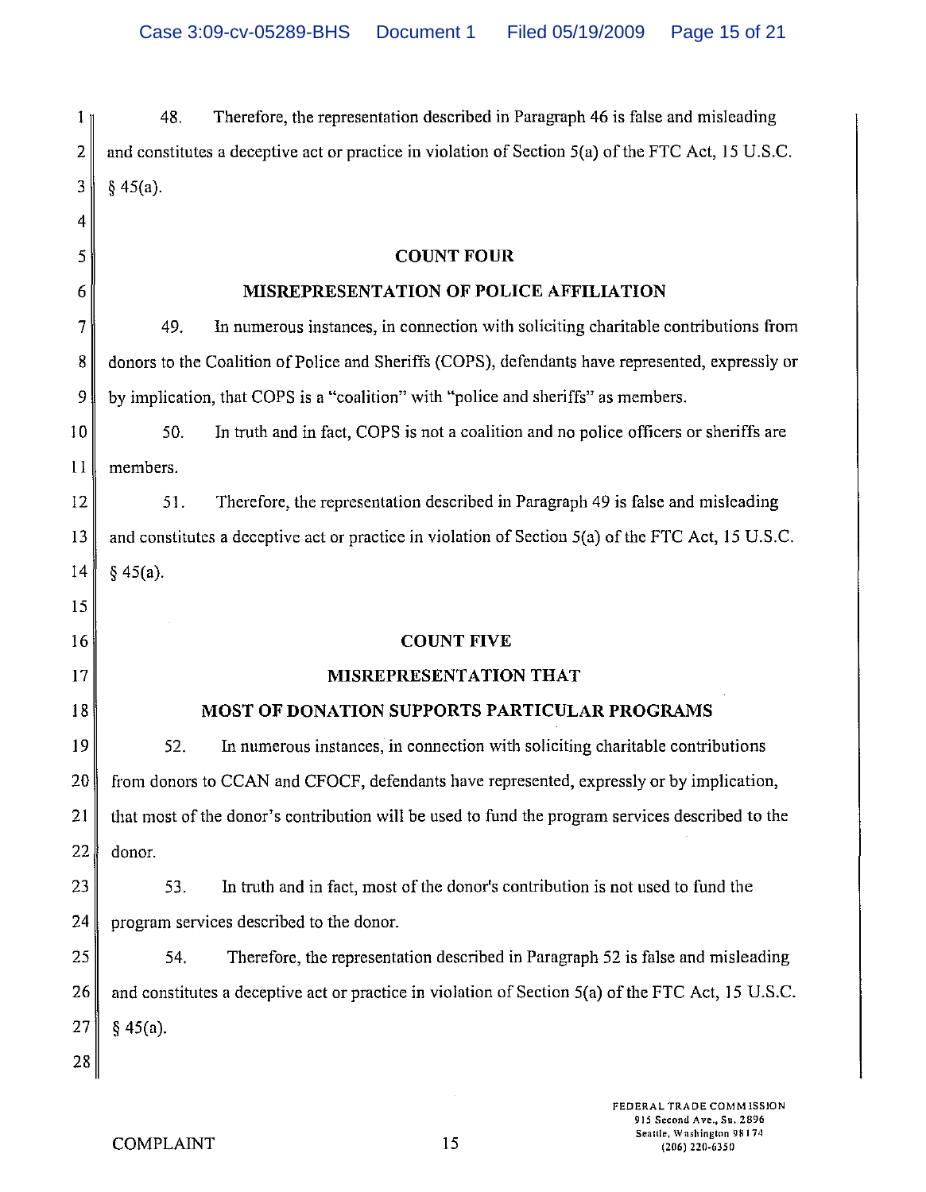48. Therefore, the representation described in Paragraph 46 is false and misleading and constitutes a deceptive act or practice in violation of Section 5(a) of the FTC Act, 15 U.S.C. § 45(a).

## COUNT FOUR

## MISREPRESENTATION OF POLICE AFFILIATION

49. In numerous instances, in connection with soliciting charitable contributions from donors to the Coalition of Police and Sheriffs (COPS), defendants have represented, expressly or by implication, that COPS is a "coalition" with "police and sheriffs" as members.

50. In truth and in fact, COPS is not a coalition and no police officers or sheriffs are members.

51. Therefore, the representation described in Paragraph 49 is false and misleading and constitutes a deceptive act or practice in violation of Section 5(a) of the FTC Act, 15 U.S.C. § 45(a).

## COUNT FIVE

## MISREPRESENTATION THAT MOST OF DONATION SUPPORTS PARTICULAR PROGRAMS

52. In numerous instances, in connection with soliciting charitable contributions from donors to CCAN and CFOCF, defendants have represented, expressly or by implication, that most of the donor's contribution will be used to fund the program services described to the donor.

53. In truth and in fact, most of the donor's contribution is not used to fund the program services described to the donor.

54. Therefore, the representation described in Paragraph 52 is false and misleading and constitutes a deceptive act or practice in violation of Section 5(a) of the FTC Act, 15 U.S.C. § 45(a).

COMPLAINT

FEDERAL TRADE COMMISSION
915 Second Ave., Su. 2896
Seattle, Washington 98174
(206) 220-6350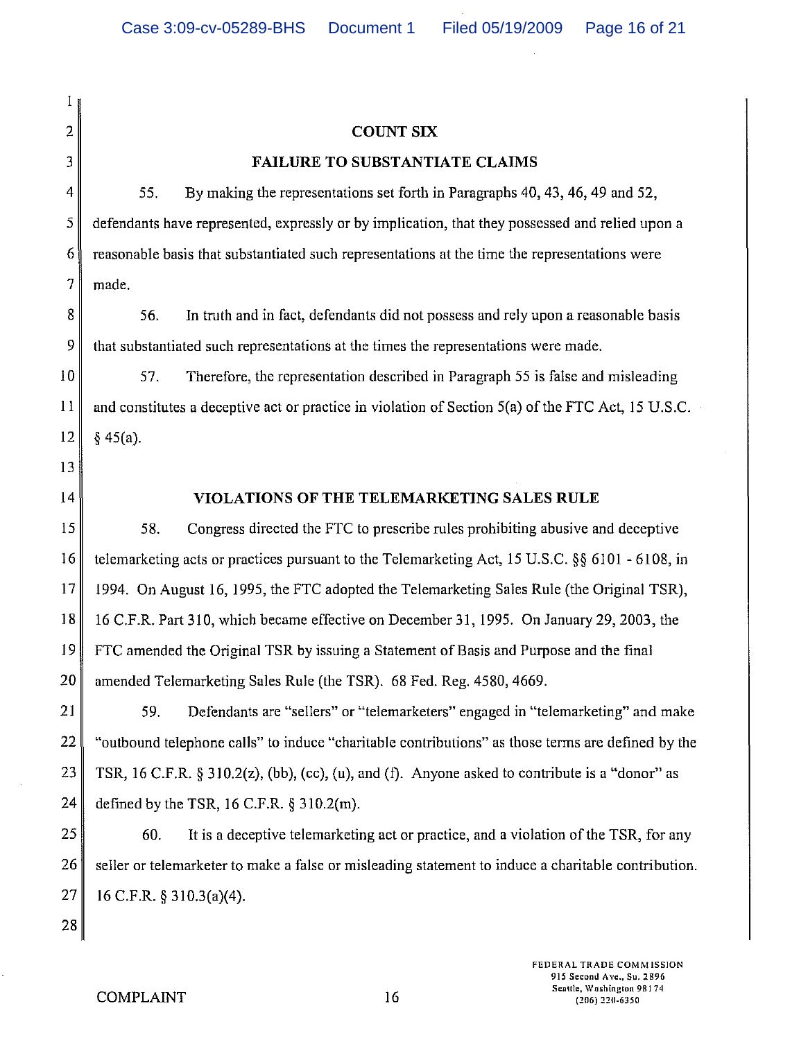## COUNT SIX

### FAILURE TO SUBSTANTIATE CLAIMS

55. By making the representations set forth in Paragraphs 40, 43, 46, 49 and 52, defendants have represented, expressly or by implication, that they possessed and relied upon a reasonable basis that substantiated such representations at the time the representations were made.

56. In truth and in fact, defendants did not possess and rely upon a reasonable basis that substantiated such representations at the times the representations were made.

57. Therefore, the representation described in Paragraph 55 is false and misleading and constitutes a deceptive act or practice in violation of Section 5(a) of the FTC Act, 15 U.S.C. § 45(a).

## VIOLATIONS OF THE TELEMARKETING SALES RULE

58. Congress directed the FTC to prescribe rules prohibiting abusive and deceptive telemarketing acts or practices pursuant to the Telemarketing Act, 15 U.S.C. §§ 6101 - 6108, in 1994. On August 16, 1995, the FTC adopted the Telemarketing Sales Rule (the Original TSR), 16 C.F.R. Part 310, which became effective on December 31, 1995. On January 29, 2003, the FTC amended the Original TSR by issuing a Statement of Basis and Purpose and the final amended Telemarketing Sales Rule (the TSR). 68 Fed. Reg. 4580, 4669.

59. Defendants are "sellers" or "telemarketers" engaged in "telemarketing" and make "outbound telephone calls" to induce "charitable contributions" as those terms are defined by the TSR, 16 C.F.R. § 310.2(z), (bb), (cc), (u), and (f). Anyone asked to contribute is a "donor" as defined by the TSR, 16 C.F.R. § 310.2(m).

60. It is a deceptive telemarketing act or practice, and a violation of the TSR, for any seller or telemarketer to make a false or misleading statement to induce a charitable contribution. 16 C.F.R. § 310.3(a)(4).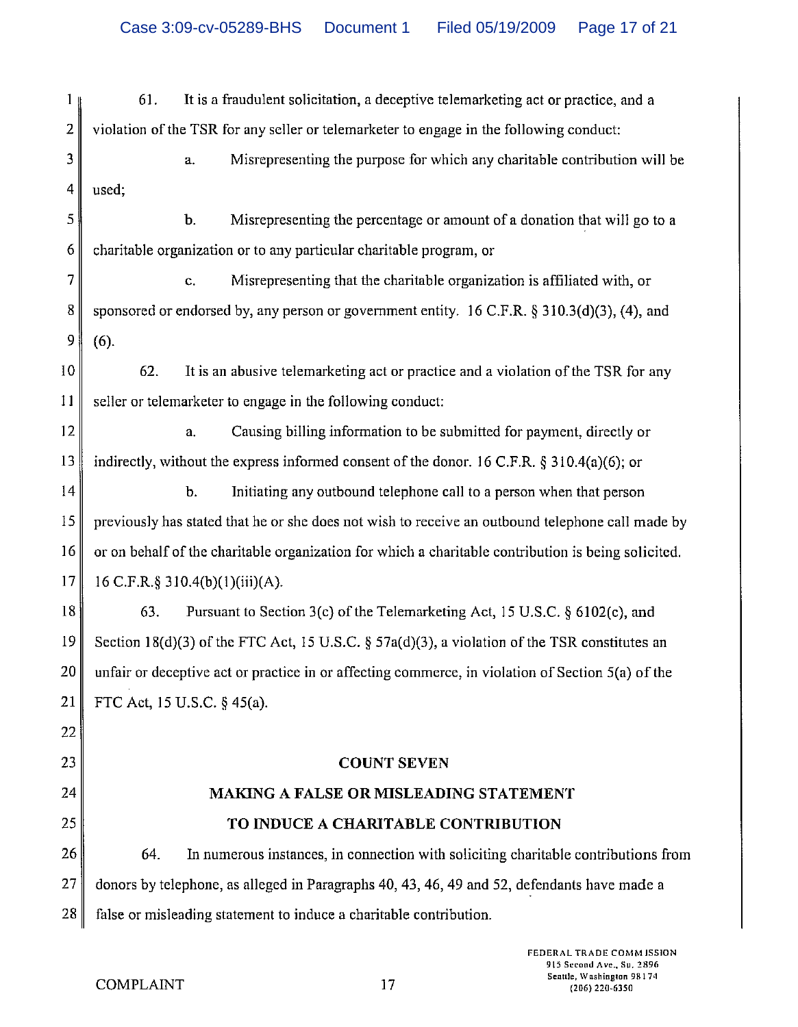61. It is a fraudulent solicitation, a deceptive telemarketing act or practice, and a violation of the TSR for any seller or telemarketer to engage in the following conduct:

a. Misrepresenting the purpose for which any charitable contribution will be used;

b. Misrepresenting the percentage or amount of a donation that will go to a charitable organization or to any particular charitable program, or

c. Misrepresenting that the charitable organization is affiliated with, or sponsored or endorsed by, any person or government entity. 16 C.F.R. § 310.3(d)(3), (4), and (6).

62. It is an abusive telemarketing act or practice and a violation of the TSR for any seller or telemarketer to engage in the following conduct:

a. Causing billing information to be submitted for payment, directly or indirectly, without the express informed consent of the donor. 16 C.F.R. § 310.4(a)(6); or

b. Initiating any outbound telephone call to a person when that person previously has stated that he or she does not wish to receive an outbound telephone call made by or on behalf of the charitable organization for which a charitable contribution is being solicited. 16 C.F.R.§ 310.4(b)(1)(iii)(A).

63. Pursuant to Section 3(c) of the Telemarketing Act, 15 U.S.C. § 6102(c), and Section 18(d)(3) of the FTC Act, 15 U.S.C. § 57a(d)(3), a violation of the TSR constitutes an unfair or deceptive act or practice in or affecting commerce, in violation of Section 5(a) of the FTC Act, 15 U.S.C. § 45(a).

## COUNT SEVEN

## MAKING A FALSE OR MISLEADING STATEMENT TO INDUCE A CHARITABLE CONTRIBUTION

64. In numerous instances, in connection with soliciting charitable contributions from donors by telephone, as alleged in Paragraphs 40, 43, 46, 49 and 52, defendants have made a false or misleading statement to induce a charitable contribution.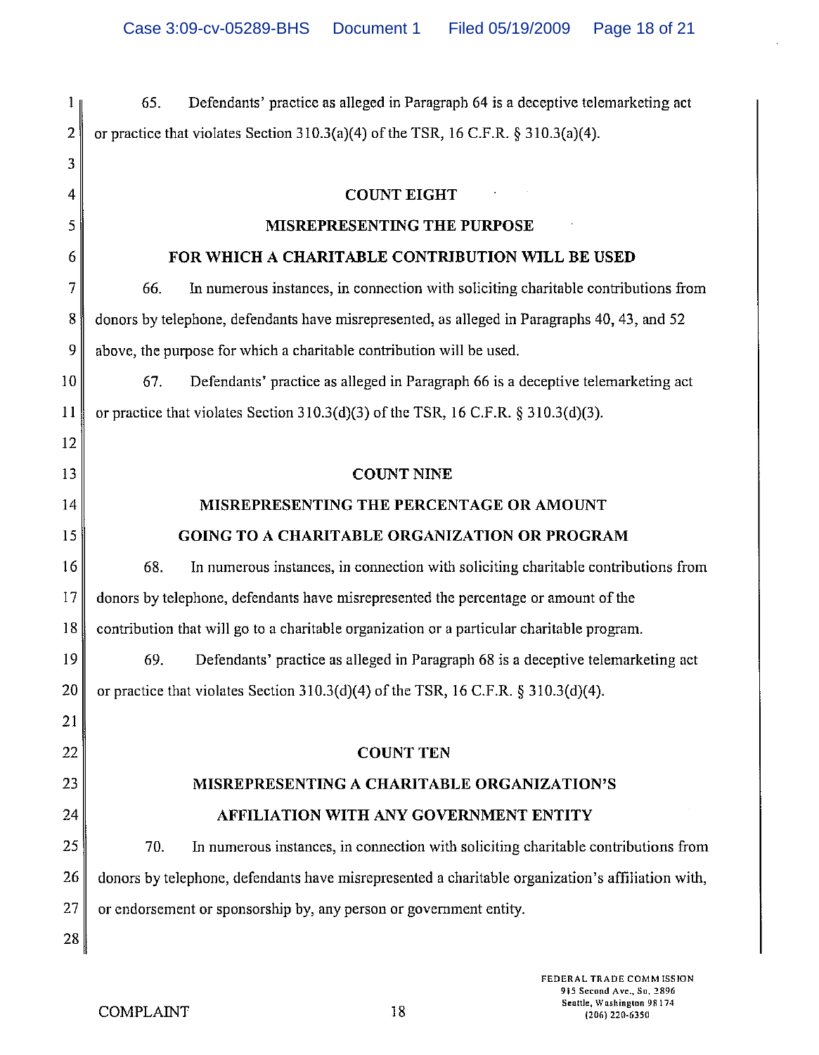65. Defendants' practice as alleged in Paragraph 64 is a deceptive telemarketing act or practice that violates Section 310.3(a)(4) of the TSR, 16 C.F.R. § 310.3(a)(4).

## COUNT EIGHT

## MISREPRESENTING THE PURPOSE FOR WHICH A CHARITABLE CONTRIBUTION WILL BE USED

66. In numerous instances, in connection with soliciting charitable contributions from donors by telephone, defendants have misrepresented, as alleged in Paragraphs 40, 43, and 52 above, the purpose for which a charitable contribution will be used.

67. Defendants' practice as alleged in Paragraph 66 is a deceptive telemarketing act or practice that violates Section 310.3(d)(3) of the TSR, 16 C.F.R. § 310.3(d)(3).

## COUNT NINE

## MISREPRESENTING THE PERCENTAGE OR AMOUNT GOING TO A CHARITABLE ORGANIZATION OR PROGRAM

68. In numerous instances, in connection with soliciting charitable contributions from donors by telephone, defendants have misrepresented the percentage or amount of the contribution that will go to a charitable organization or a particular charitable program.

69. Defendants' practice as alleged in Paragraph 68 is a deceptive telemarketing act or practice that violates Section 310.3(d)(4) of the TSR, 16 C.F.R. § 310.3(d)(4).

## COUNT TEN

## MISREPRESENTING A CHARITABLE ORGANIZATION'S AFFILIATION WITH ANY GOVERNMENT ENTITY

70. In numerous instances, in connection with soliciting charitable contributions from donors by telephone, defendants have misrepresented a charitable organization's affiliation with, or endorsement or sponsorship by, any person or government entity.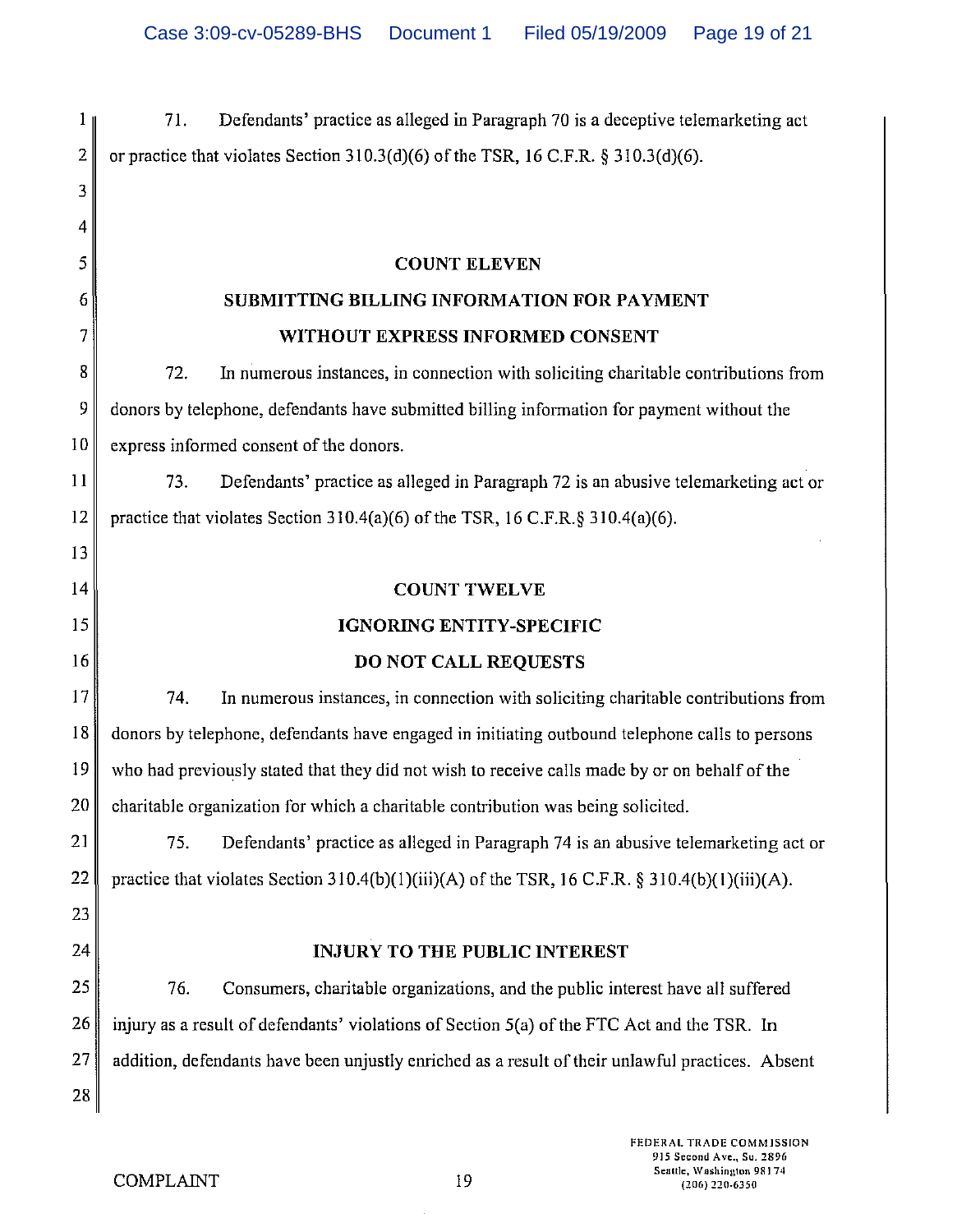71. Defendants' practice as alleged in Paragraph 70 is a deceptive telemarketing act or practice that violates Section 310.3(d)(6) of the TSR, 16 C.F.R. § 310.3(d)(6).

## COUNT ELEVEN

## SUBMITTING BILLING INFORMATION FOR PAYMENT WITHOUT EXPRESS INFORMED CONSENT

72. In numerous instances, in connection with soliciting charitable contributions from donors by telephone, defendants have submitted billing information for payment without the express informed consent of the donors.

73. Defendants' practice as alleged in Paragraph 72 is an abusive telemarketing act or practice that violates Section 310.4(a)(6) of the TSR, 16 C.F.R.§ 310.4(a)(6).

## COUNT TWELVE

## IGNORING ENTITY-SPECIFIC DO NOT CALL REQUESTS

74. In numerous instances, in connection with soliciting charitable contributions from donors by telephone, defendants have engaged in initiating outbound telephone calls to persons who had previously stated that they did not wish to receive calls made by or on behalf of the charitable organization for which a charitable contribution was being solicited.

75. Defendants' practice as alleged in Paragraph 74 is an abusive telemarketing act or practice that violates Section 310.4(b)(1)(iii)(A) of the TSR, 16 C.F.R. § 310.4(b)(1)(iii)(A).

## INJURY TO THE PUBLIC INTEREST

76. Consumers, charitable organizations, and the public interest have all suffered injury as a result of defendants' violations of Section 5(a) of the FTC Act and the TSR. In addition, defendants have been unjustly enriched as a result of their unlawful practices. Absent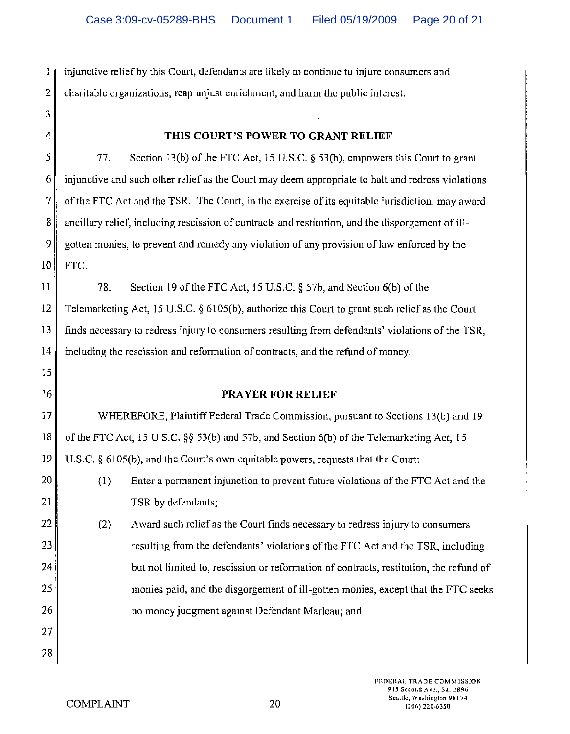injunctive relief by this Court, defendants are likely to continue to injure consumers and charitable organizations, reap unjust enrichment, and harm the public interest.

## THIS COURT'S POWER TO GRANT RELIEF

77. Section 13(b) of the FTC Act, 15 U.S.C. § 53(b), empowers this Court to grant injunctive and such other relief as the Court may deem appropriate to halt and redress violations of the FTC Act and the TSR. The Court, in the exercise of its equitable jurisdiction, may award ancillary relief, including rescission of contracts and restitution, and the disgorgement of ill-gotten monies, to prevent and remedy any violation of any provision of law enforced by the FTC.

78. Section 19 of the FTC Act, 15 U.S.C. § 57b, and Section 6(b) of the Telemarketing Act, 15 U.S.C. § 6105(b), authorize this Court to grant such relief as the Court finds necessary to redress injury to consumers resulting from defendants' violations of the TSR, including the rescission and reformation of contracts, and the refund of money.

## PRAYER FOR RELIEF

WHEREFORE, Plaintiff Federal Trade Commission, pursuant to Sections 13(b) and 19 of the FTC Act, 15 U.S.C. §§ 53(b) and 57b, and Section 6(b) of the Telemarketing Act, 15 U.S.C. § 6105(b), and the Court's own equitable powers, requests that the Court:

(1) Enter a permanent injunction to prevent future violations of the FTC Act and the TSR by defendants;

(2) Award such relief as the Court finds necessary to redress injury to consumers resulting from the defendants' violations of the FTC Act and the TSR, including but not limited to, rescission or reformation of contracts, restitution, the refund of monies paid, and the disgorgement of ill-gotten monies, except that the FTC seeks no money judgment against Defendant Marleau; and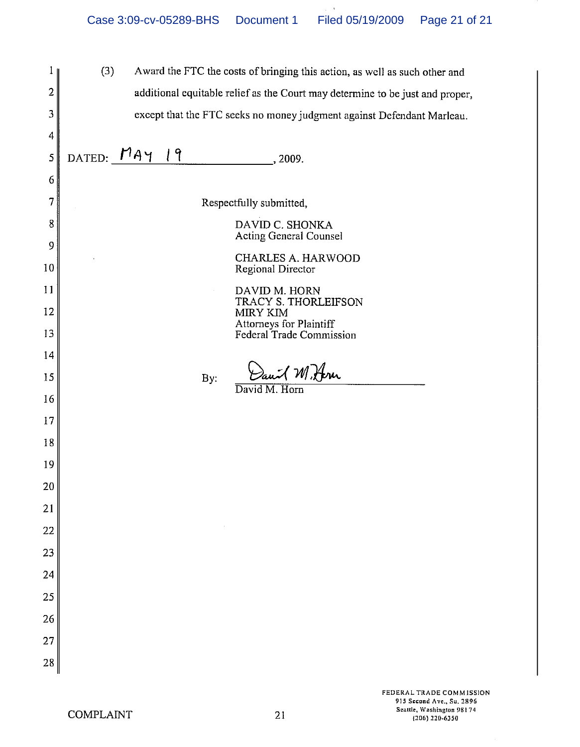(3) Award the FTC the costs of bringing this action, as well as such other and additional equitable relief as the Court may determine to be just and proper, except that the FTC seeks no money judgment against Defendant Marleau.

DATED: MAY 19, 2009.

Respectfully submitted,

DAVID C. SHONKA
Acting General Counsel

CHARLES A. HARWOOD
Regional Director

DAVID M. HORN
TRACY S. THORLEIFSON
MIRY KIM
Attorneys for Plaintiff
Federal Trade Commission

By: David M. Horn

David M. Horn

COMPLAINT

FEDERAL TRADE COMMISSION
915 Second Ave., Su. 2896
Seattle, Washington 98174
(206) 220-6350